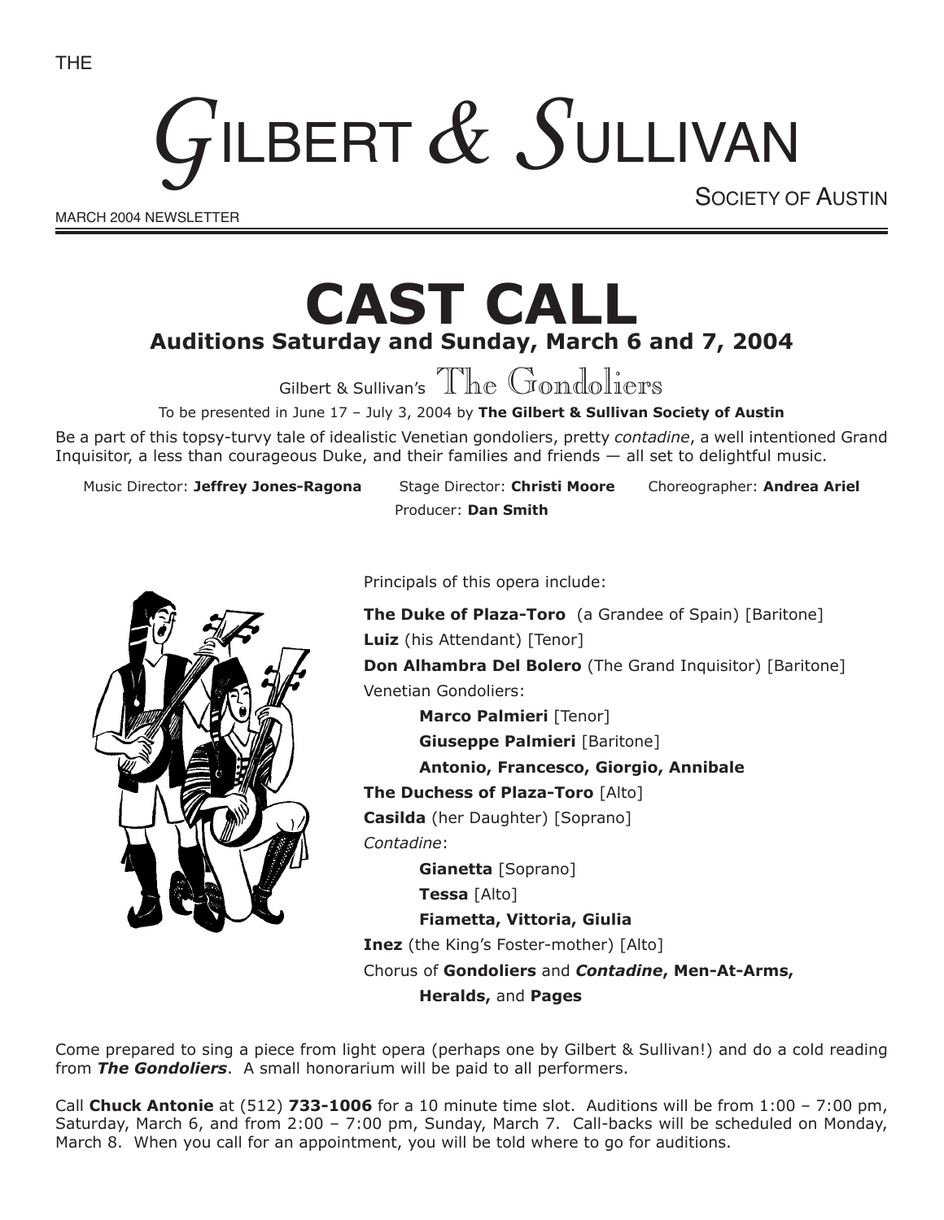THE

# GILBERT & SULLIVAN

SOCIETY OF AUSTIN

MARCH 2004 NEWSLETTER

# CAST CALL

## Auditions Saturday and Sunday, March 6 and 7, 2004

Gilbert & Sullivan's The Gondoliers

To be presented in June 17 – July 3, 2004 by **The Gilbert & Sullivan Society of Austin**

Be a part of this topsy-turvy tale of idealistic Venetian gondoliers, pretty *contadine*, a well intentioned Grand Inquisitor, a less than courageous Duke, and their families and friends — all set to delightful music.

Music Director: **Jeffrey Jones-Ragona** Stage Director: **Christi Moore** Choreographer: **Andrea Ariel**
Producer: **Dan Smith**

Principals of this opera include:

**The Duke of Plaza-Toro** (a Grandee of Spain) [Baritone]
**Luiz** (his Attendant) [Tenor]
**Don Alhambra Del Bolero** (The Grand Inquisitor) [Baritone]
Venetian Gondoliers:
- **Marco Palmieri** [Tenor]
- **Giuseppe Palmieri** [Baritone]
- **Antonio, Francesco, Giorgio, Annibale**

**The Duchess of Plaza-Toro** [Alto]
**Casilda** (her Daughter) [Soprano]
*Contadine*:
- **Gianetta** [Soprano]
- **Tessa** [Alto]
- **Fiametta, Vittoria, Giulia**

**Inez** (the King's Foster-mother) [Alto]
Chorus of **Gondoliers** and ***Contadine*, Men-At-Arms, Heralds,** and **Pages**

Come prepared to sing a piece from light opera (perhaps one by Gilbert & Sullivan!) and do a cold reading from ***The Gondoliers***. A small honorarium will be paid to all performers.

Call **Chuck Antonie** at (512) **733-1006** for a 10 minute time slot. Auditions will be from 1:00 – 7:00 pm, Saturday, March 6, and from 2:00 – 7:00 pm, Sunday, March 7. Call-backs will be scheduled on Monday, March 8. When you call for an appointment, you will be told where to go for auditions.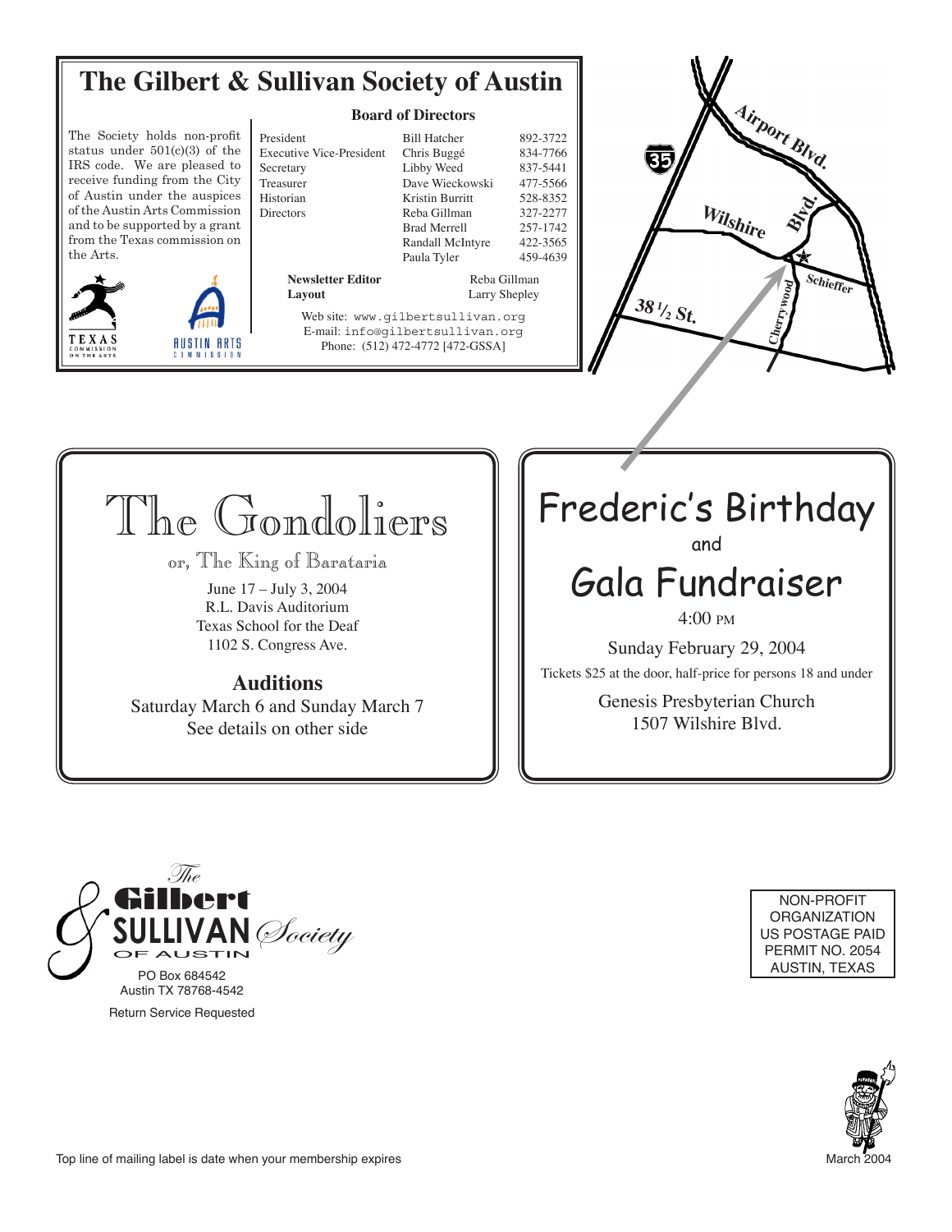# The Gilbert & Sullivan Society of Austin

The Society holds non-profit status under 501(c)(3) of the IRS code. We are pleased to receive funding from the City of Austin under the auspices of the Austin Arts Commission and to be supported by a grant from the Texas commission on the Arts.

TEXAS COMMISSION ON THE ARTS

AUSTIN ARTS COMMISSION

### Board of Directors

| | | |
|---|---|---|
| President | Bill Hatcher | 892-3722 |
| Executive Vice-President | Chris Buggé | 834-7766 |
| Secretary | Libby Weed | 837-5441 |
| Treasurer | Dave Wieckowski | 477-5566 |
| Historian | Kristin Burritt | 528-8352 |
| Directors | Reba Gillman | 327-2277 |
| | Brad Merrell | 257-1742 |
| | Randall McIntyre | 422-3565 |
| | Paula Tyler | 459-4639 |

**Newsletter Editor** Reba Gillman
**Layout** Larry Shepley

Web site: www.gilbertsullivan.org
E-mail: info@gilbertsullivan.org
Phone: (512) 472-4772 [472-GSSA]

Airport Blvd.
35
Wilshire Blvd.
Schieffer
Cherrywood
38 1/2 St.

# The Gondoliers

or, The King of Barataria

June 17 – July 3, 2004
R.L. Davis Auditorium
Texas School for the Deaf
1102 S. Congress Ave.

## Auditions

Saturday March 6 and Sunday March 7
See details on other side

# Frederic's Birthday

and

# Gala Fundraiser

4:00 PM

Sunday February 29, 2004

Tickets $25 at the door, half-price for persons 18 and under

Genesis Presbyterian Church
1507 Wilshire Blvd.

The Gilbert & Sullivan Society of Austin

PO Box 684542
Austin TX 78768-4542

Return Service Requested

NON-PROFIT ORGANIZATION
US POSTAGE PAID
PERMIT NO. 2054
AUSTIN, TEXAS

Top line of mailing label is date when your membership expires

March 2004